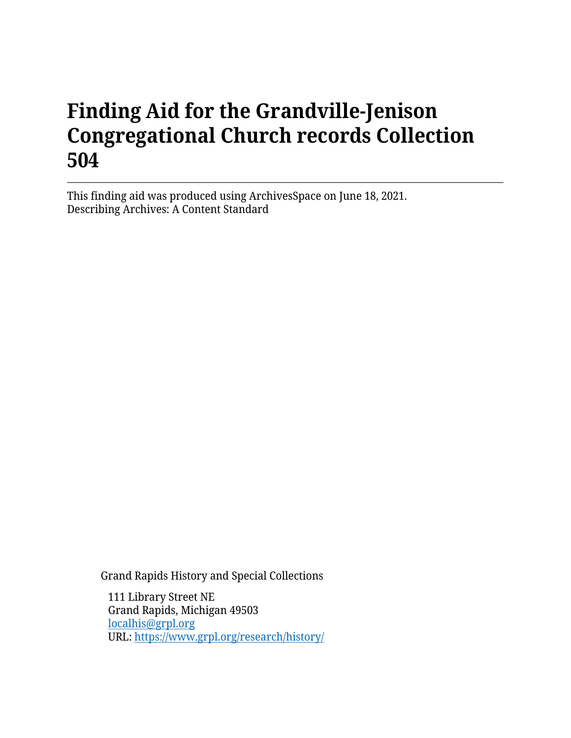# Finding Aid for the Grandville-Jenison Congregational Church records Collection 504

---

This finding aid was produced using ArchivesSpace on June 18, 2021.
Describing Archives: A Content Standard

Grand Rapids History and Special Collections

111 Library Street NE
Grand Rapids, Michigan 49503
[localhis@grpl.org](mailto:localhis@grpl.org)
URL: [https://www.grpl.org/research/history/](https://www.grpl.org/research/history/)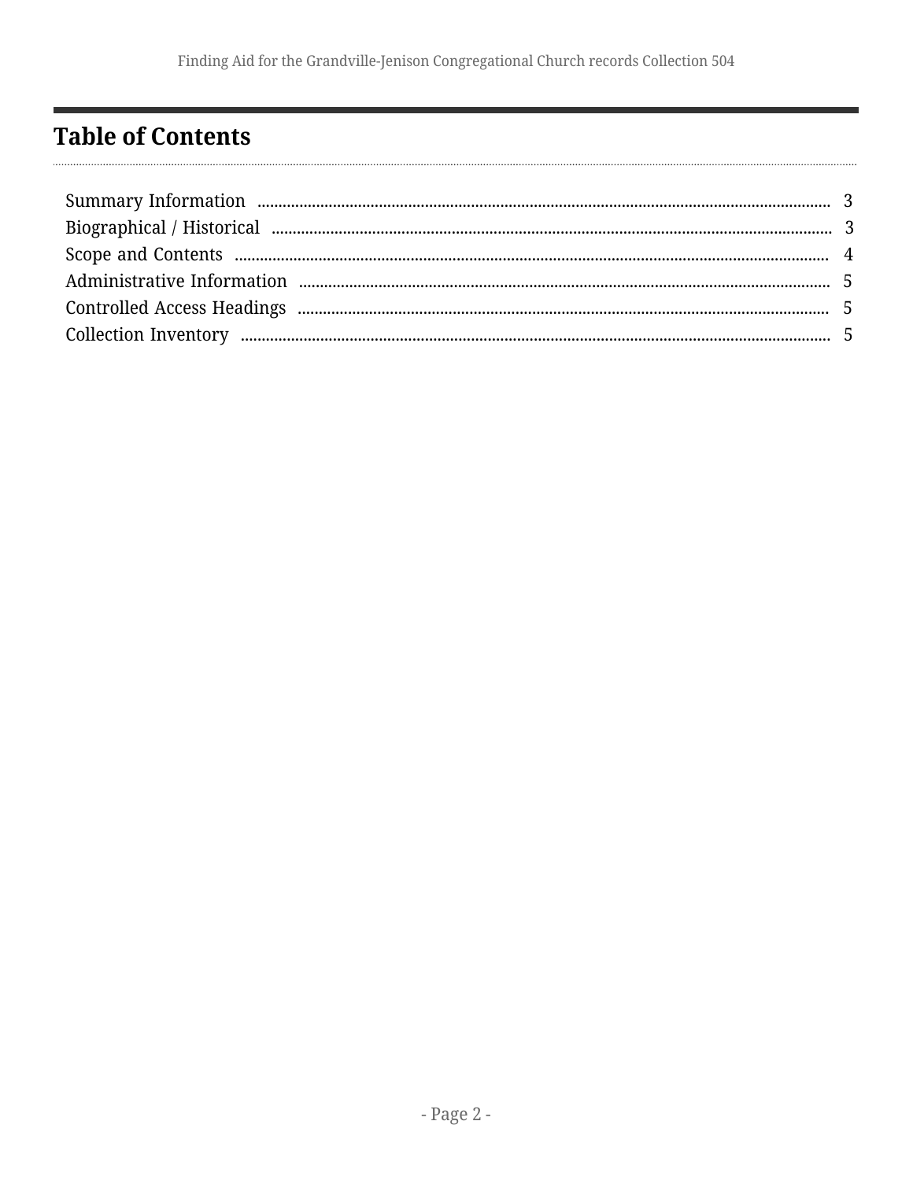## Table of Contents

- Summary Information ..... 3
- Biographical / Historical ..... 3
- Scope and Contents ..... 4
- Administrative Information ..... 5
- Controlled Access Headings ..... 5
- Collection Inventory ..... 5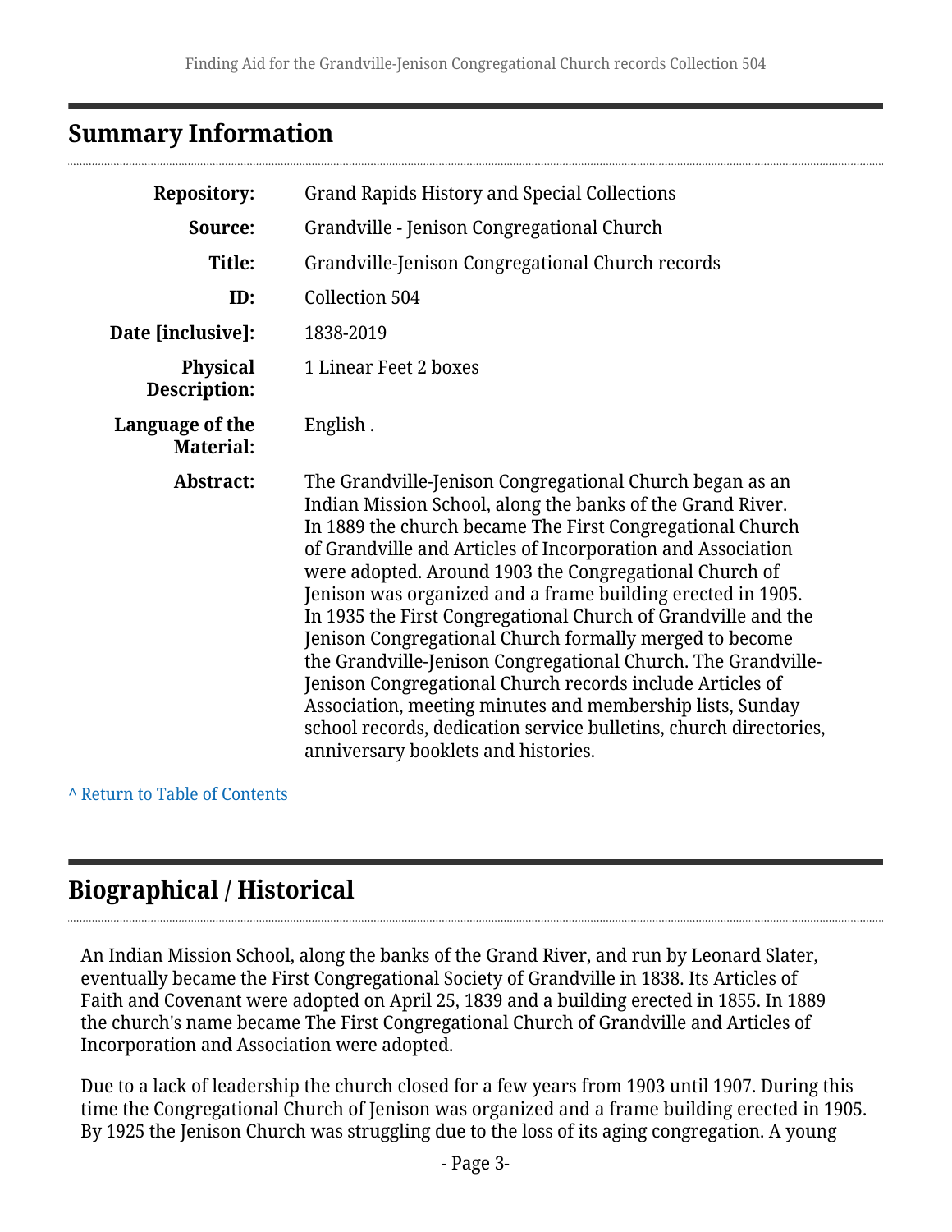## Summary Information

| | |
|---|---|
| **Repository:** | Grand Rapids History and Special Collections |
| **Source:** | Grandville - Jenison Congregational Church |
| **Title:** | Grandville-Jenison Congregational Church records |
| **ID:** | Collection 504 |
| **Date [inclusive]:** | 1838-2019 |
| **Physical Description:** | 1 Linear Feet 2 boxes |
| **Language of the Material:** | English . |
| **Abstract:** | The Grandville-Jenison Congregational Church began as an Indian Mission School, along the banks of the Grand River. In 1889 the church became The First Congregational Church of Grandville and Articles of Incorporation and Association were adopted. Around 1903 the Congregational Church of Jenison was organized and a frame building erected in 1905. In 1935 the First Congregational Church of Grandville and the Jenison Congregational Church formally merged to become the Grandville-Jenison Congregational Church. The Grandville-Jenison Congregational Church records include Articles of Association, meeting minutes and membership lists, Sunday school records, dedication service bulletins, church directories, anniversary booklets and histories. |

^ Return to Table of Contents

## Biographical / Historical

An Indian Mission School, along the banks of the Grand River, and run by Leonard Slater, eventually became the First Congregational Society of Grandville in 1838. Its Articles of Faith and Covenant were adopted on April 25, 1839 and a building erected in 1855. In 1889 the church's name became The First Congregational Church of Grandville and Articles of Incorporation and Association were adopted.

Due to a lack of leadership the church closed for a few years from 1903 until 1907. During this time the Congregational Church of Jenison was organized and a frame building erected in 1905. By 1925 the Jenison Church was struggling due to the loss of its aging congregation. A young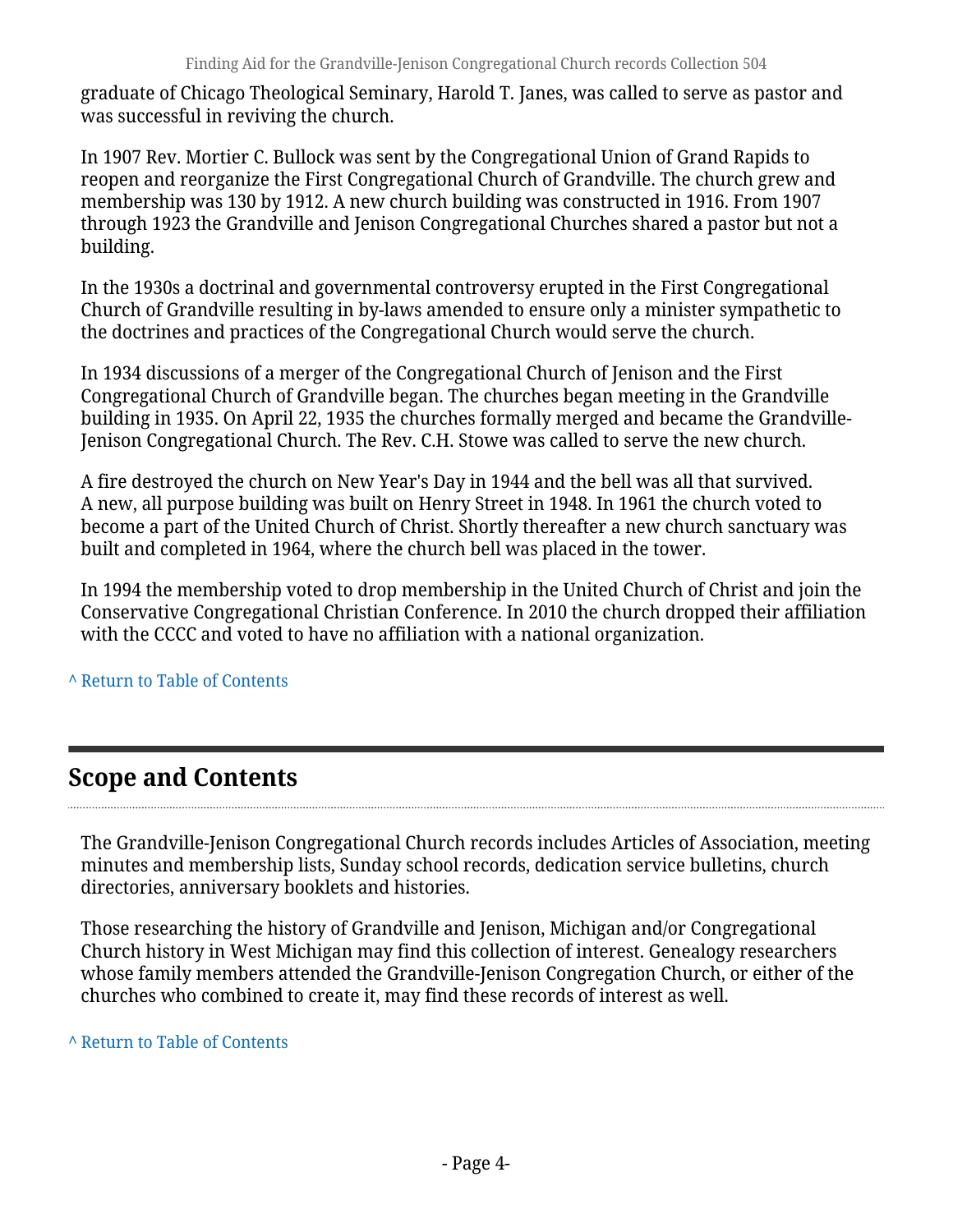graduate of Chicago Theological Seminary, Harold T. Janes, was called to serve as pastor and was successful in reviving the church.

In 1907 Rev. Mortier C. Bullock was sent by the Congregational Union of Grand Rapids to reopen and reorganize the First Congregational Church of Grandville. The church grew and membership was 130 by 1912. A new church building was constructed in 1916. From 1907 through 1923 the Grandville and Jenison Congregational Churches shared a pastor but not a building.

In the 1930s a doctrinal and governmental controversy erupted in the First Congregational Church of Grandville resulting in by-laws amended to ensure only a minister sympathetic to the doctrines and practices of the Congregational Church would serve the church.

In 1934 discussions of a merger of the Congregational Church of Jenison and the First Congregational Church of Grandville began. The churches began meeting in the Grandville building in 1935. On April 22, 1935 the churches formally merged and became the Grandville-Jenison Congregational Church. The Rev. C.H. Stowe was called to serve the new church.

A fire destroyed the church on New Year's Day in 1944 and the bell was all that survived. A new, all purpose building was built on Henry Street in 1948. In 1961 the church voted to become a part of the United Church of Christ. Shortly thereafter a new church sanctuary was built and completed in 1964, where the church bell was placed in the tower.

In 1994 the membership voted to drop membership in the United Church of Christ and join the Conservative Congregational Christian Conference. In 2010 the church dropped their affiliation with the CCCC and voted to have no affiliation with a national organization.

^ Return to Table of Contents

## Scope and Contents

The Grandville-Jenison Congregational Church records includes Articles of Association, meeting minutes and membership lists, Sunday school records, dedication service bulletins, church directories, anniversary booklets and histories.

Those researching the history of Grandville and Jenison, Michigan and/or Congregational Church history in West Michigan may find this collection of interest. Genealogy researchers whose family members attended the Grandville-Jenison Congregation Church, or either of the churches who combined to create it, may find these records of interest as well.

^ Return to Table of Contents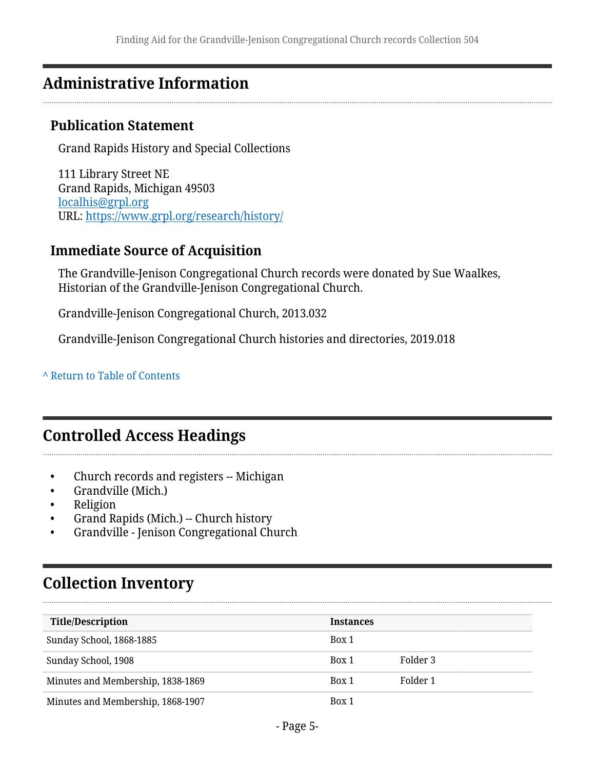## Administrative Information

### Publication Statement

Grand Rapids History and Special Collections

111 Library Street NE
Grand Rapids, Michigan 49503
localhis@grpl.org
URL: https://www.grpl.org/research/history/

### Immediate Source of Acquisition

The Grandville-Jenison Congregational Church records were donated by Sue Waalkes, Historian of the Grandville-Jenison Congregational Church.

Grandville-Jenison Congregational Church, 2013.032

Grandville-Jenison Congregational Church histories and directories, 2019.018

^ Return to Table of Contents

## Controlled Access Headings

- Church records and registers -- Michigan
- Grandville (Mich.)
- Religion
- Grand Rapids (Mich.) -- Church history
- Grandville - Jenison Congregational Church

## Collection Inventory

| Title/Description | Instances | |
|---|---|---|
| Sunday School, 1868-1885 | Box 1 | |
| Sunday School, 1908 | Box 1 | Folder 3 |
| Minutes and Membership, 1838-1869 | Box 1 | Folder 1 |
| Minutes and Membership, 1868-1907 | Box 1 | |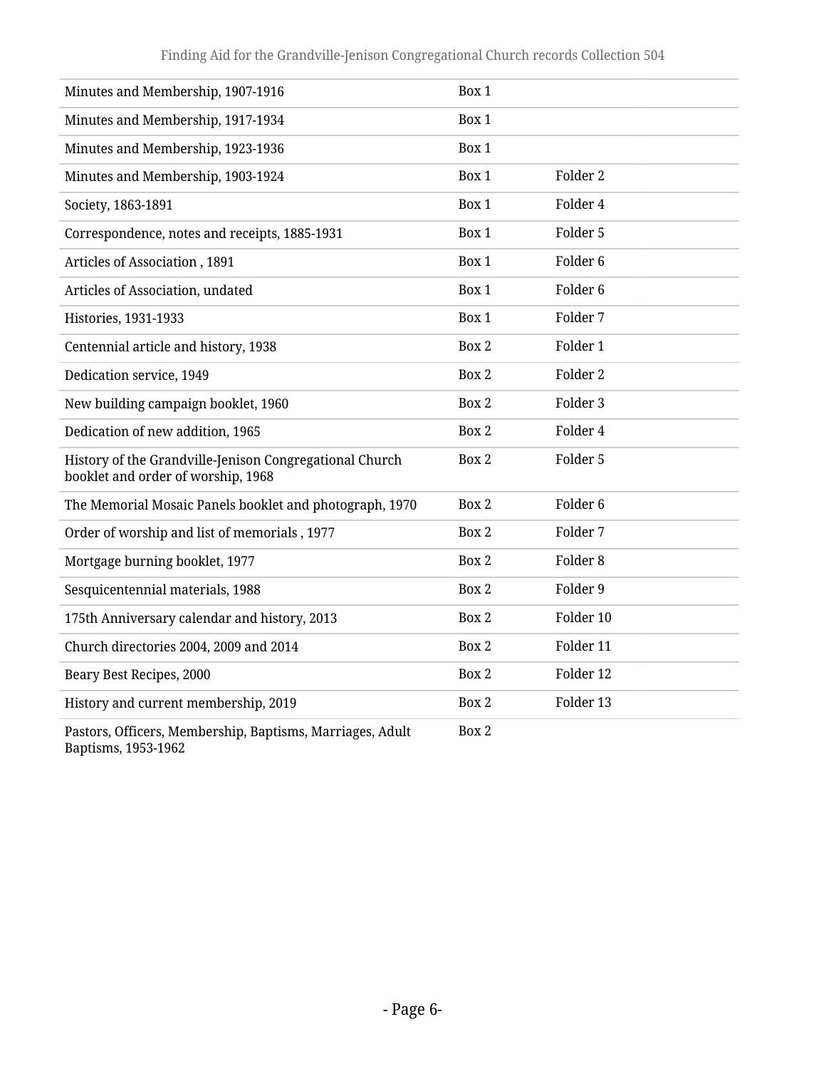| | | |
|---|---|---|
| Minutes and Membership, 1907-1916 | Box 1 | |
| Minutes and Membership, 1917-1934 | Box 1 | |
| Minutes and Membership, 1923-1936 | Box 1 | |
| Minutes and Membership, 1903-1924 | Box 1 | Folder 2 |
| Society, 1863-1891 | Box 1 | Folder 4 |
| Correspondence, notes and receipts, 1885-1931 | Box 1 | Folder 5 |
| Articles of Association , 1891 | Box 1 | Folder 6 |
| Articles of Association, undated | Box 1 | Folder 6 |
| Histories, 1931-1933 | Box 1 | Folder 7 |
| Centennial article and history, 1938 | Box 2 | Folder 1 |
| Dedication service, 1949 | Box 2 | Folder 2 |
| New building campaign booklet, 1960 | Box 2 | Folder 3 |
| Dedication of new addition, 1965 | Box 2 | Folder 4 |
| History of the Grandville-Jenison Congregational Church booklet and order of worship, 1968 | Box 2 | Folder 5 |
| The Memorial Mosaic Panels booklet and photograph, 1970 | Box 2 | Folder 6 |
| Order of worship and list of memorials , 1977 | Box 2 | Folder 7 |
| Mortgage burning booklet, 1977 | Box 2 | Folder 8 |
| Sesquicentennial materials, 1988 | Box 2 | Folder 9 |
| 175th Anniversary calendar and history, 2013 | Box 2 | Folder 10 |
| Church directories 2004, 2009 and 2014 | Box 2 | Folder 11 |
| Beary Best Recipes, 2000 | Box 2 | Folder 12 |
| History and current membership, 2019 | Box 2 | Folder 13 |
| Pastors, Officers, Membership, Baptisms, Marriages, Adult Baptisms, 1953-1962 | Box 2 | |